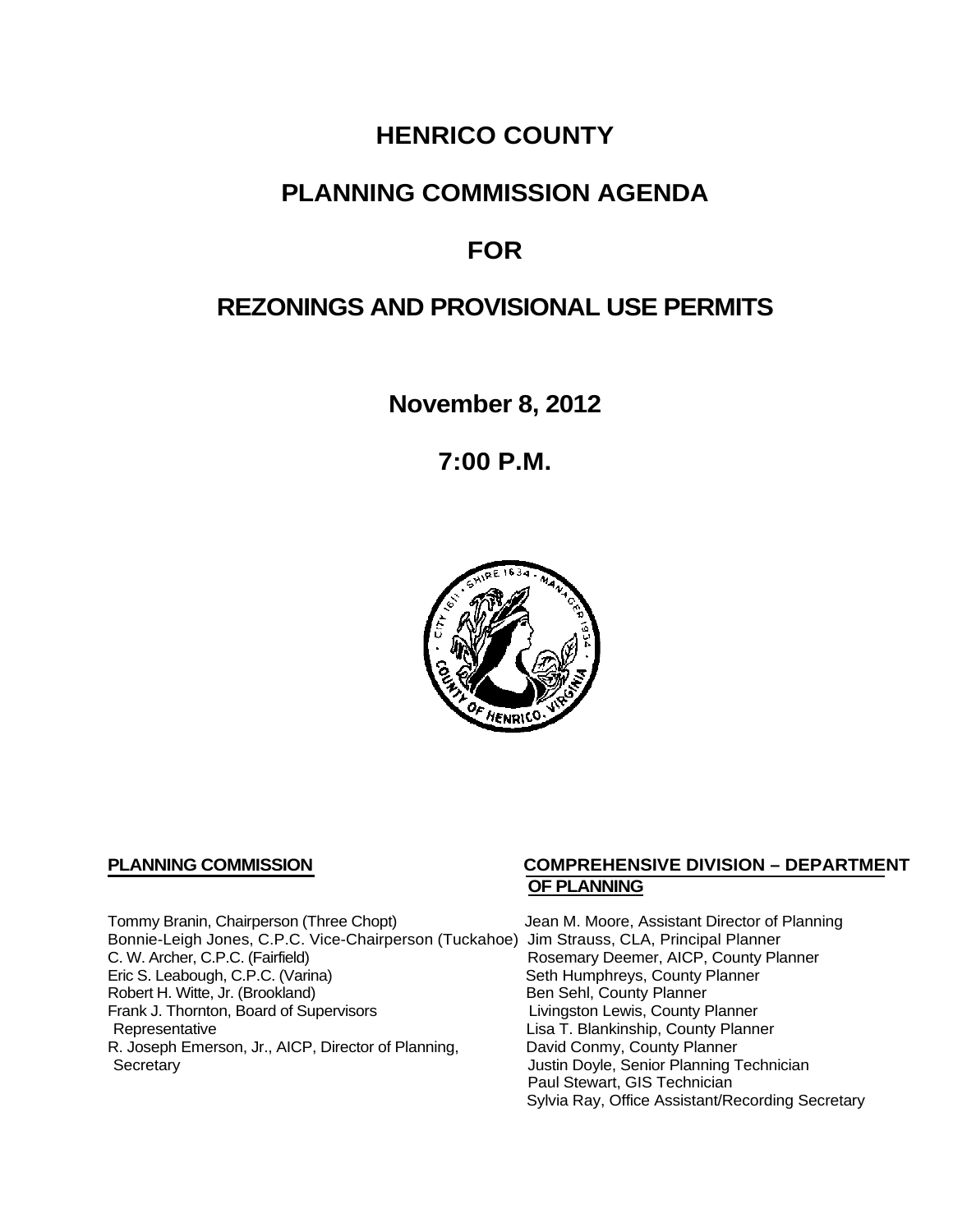# HENRICO COUNTY

# PLANNING COMMISSION AGENDA

# FOR

# REZONINGS AND PROVISIONAL USE PERMITS

**November 8, 2012**

**7:00 P.M.**

**PLANNING COMMISSION**

Tommy Branin, Chairperson (Three Chopt)
Bonnie-Leigh Jones, C.P.C. Vice-Chairperson (Tuckahoe)
C. W. Archer, C.P.C. (Fairfield)
Eric S. Leabough, C.P.C. (Varina)
Robert H. Witte, Jr. (Brookland)
Frank J. Thornton, Board of Supervisors Representative
R. Joseph Emerson, Jr., AICP, Director of Planning, Secretary

**COMPREHENSIVE DIVISION – DEPARTMENT OF PLANNING**

Jean M. Moore, Assistant Director of Planning
Jim Strauss, CLA, Principal Planner
Rosemary Deemer, AICP, County Planner
Seth Humphreys, County Planner
Ben Sehl, County Planner
Livingston Lewis, County Planner
Lisa T. Blankinship, County Planner
David Conmy, County Planner
Justin Doyle, Senior Planning Technician
Paul Stewart, GIS Technician
Sylvia Ray, Office Assistant/Recording Secretary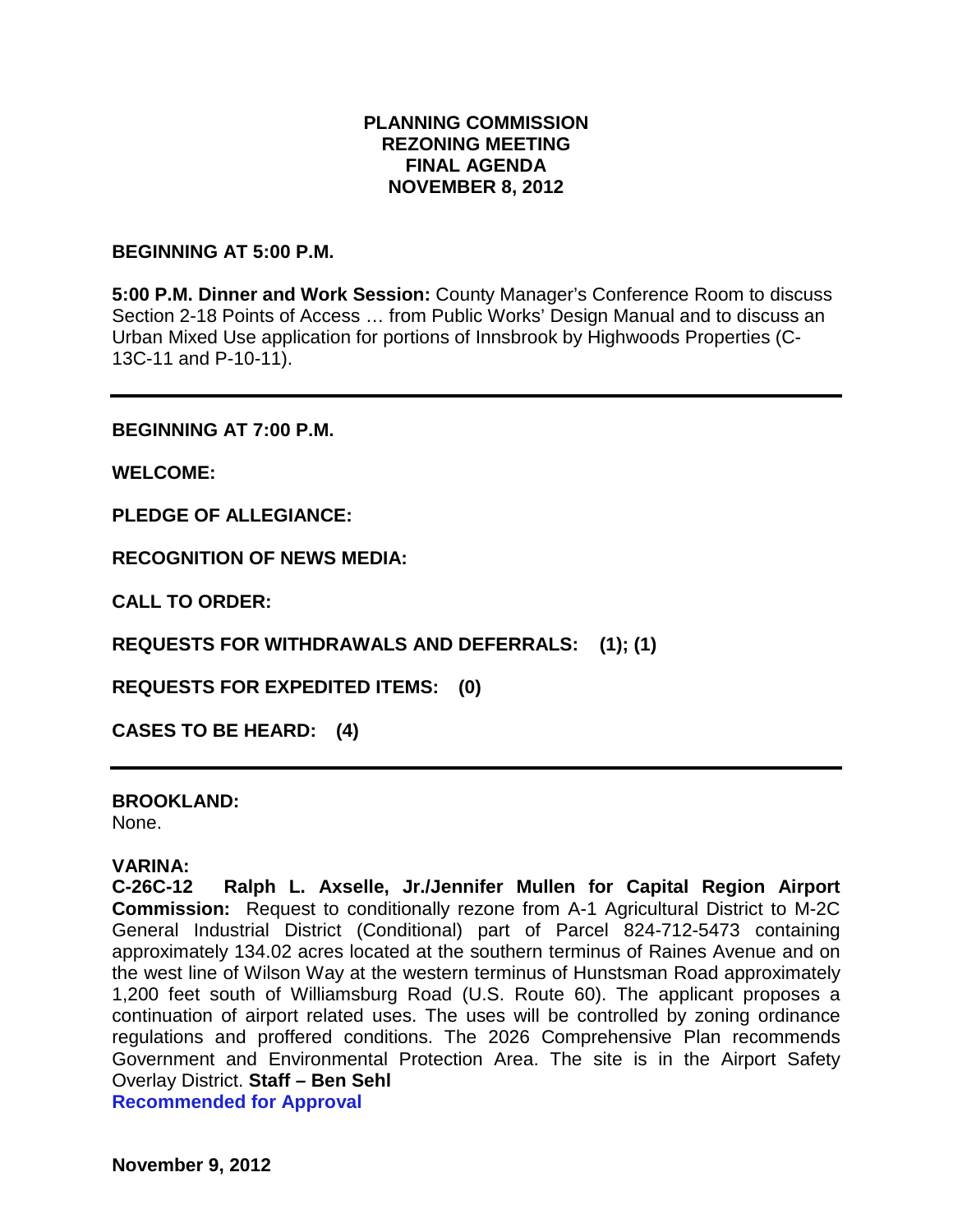# PLANNING COMMISSION
# REZONING MEETING
# FINAL AGENDA
# NOVEMBER 8, 2012

**BEGINNING AT 5:00 P.M.**

**5:00 P.M. Dinner and Work Session:** County Manager's Conference Room to discuss Section 2-18 Points of Access … from Public Works' Design Manual and to discuss an Urban Mixed Use application for portions of Innsbrook by Highwoods Properties (C-13C-11 and P-10-11).

---

**BEGINNING AT 7:00 P.M.**

**WELCOME:**

**PLEDGE OF ALLEGIANCE:**

**RECOGNITION OF NEWS MEDIA:**

**CALL TO ORDER:**

**REQUESTS FOR WITHDRAWALS AND DEFERRALS: (1); (1)**

**REQUESTS FOR EXPEDITED ITEMS: (0)**

**CASES TO BE HEARD: (4)**

---

**BROOKLAND:**
None.

**VARINA:**
**C-26C-12 Ralph L. Axselle, Jr./Jennifer Mullen for Capital Region Airport Commission:** Request to conditionally rezone from A-1 Agricultural District to M-2C General Industrial District (Conditional) part of Parcel 824-712-5473 containing approximately 134.02 acres located at the southern terminus of Raines Avenue and on the west line of Wilson Way at the western terminus of Hunstsman Road approximately 1,200 feet south of Williamsburg Road (U.S. Route 60). The applicant proposes a continuation of airport related uses. The uses will be controlled by zoning ordinance regulations and proffered conditions. The 2026 Comprehensive Plan recommends Government and Environmental Protection Area. The site is in the Airport Safety Overlay District. **Staff – Ben Sehl**
**Recommended for Approval**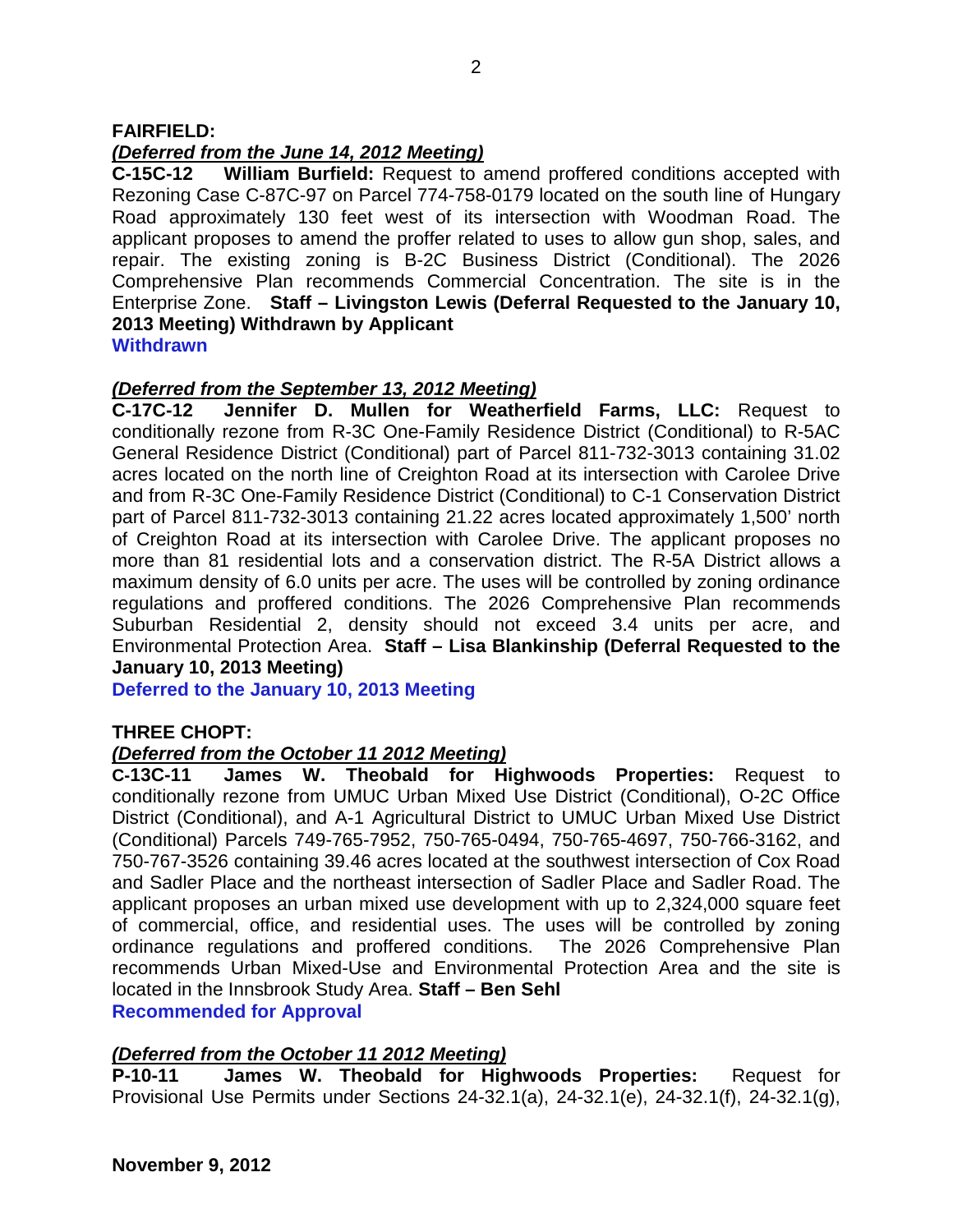## FAIRFIELD:

***(Deferred from the June 14, 2012 Meeting)***

**C-15C-12 William Burfield:** Request to amend proffered conditions accepted with Rezoning Case C-87C-97 on Parcel 774-758-0179 located on the south line of Hungary Road approximately 130 feet west of its intersection with Woodman Road. The applicant proposes to amend the proffer related to uses to allow gun shop, sales, and repair. The existing zoning is B-2C Business District (Conditional). The 2026 Comprehensive Plan recommends Commercial Concentration. The site is in the Enterprise Zone. **Staff – Livingston Lewis (Deferral Requested to the January 10, 2013 Meeting) Withdrawn by Applicant**

**Withdrawn**

***(Deferred from the September 13, 2012 Meeting)***

**C-17C-12 Jennifer D. Mullen for Weatherfield Farms, LLC:** Request to conditionally rezone from R-3C One-Family Residence District (Conditional) to R-5AC General Residence District (Conditional) part of Parcel 811-732-3013 containing 31.02 acres located on the north line of Creighton Road at its intersection with Carolee Drive and from R-3C One-Family Residence District (Conditional) to C-1 Conservation District part of Parcel 811-732-3013 containing 21.22 acres located approximately 1,500' north of Creighton Road at its intersection with Carolee Drive. The applicant proposes no more than 81 residential lots and a conservation district. The R-5A District allows a maximum density of 6.0 units per acre. The uses will be controlled by zoning ordinance regulations and proffered conditions. The 2026 Comprehensive Plan recommends Suburban Residential 2, density should not exceed 3.4 units per acre, and Environmental Protection Area. **Staff – Lisa Blankinship (Deferral Requested to the January 10, 2013 Meeting)**

**Deferred to the January 10, 2013 Meeting**

## THREE CHOPT:

***(Deferred from the October 11 2012 Meeting)***

**C-13C-11 James W. Theobald for Highwoods Properties:** Request to conditionally rezone from UMUC Urban Mixed Use District (Conditional), O-2C Office District (Conditional), and A-1 Agricultural District to UMUC Urban Mixed Use District (Conditional) Parcels 749-765-7952, 750-765-0494, 750-765-4697, 750-766-3162, and 750-767-3526 containing 39.46 acres located at the southwest intersection of Cox Road and Sadler Place and the northeast intersection of Sadler Place and Sadler Road. The applicant proposes an urban mixed use development with up to 2,324,000 square feet of commercial, office, and residential uses. The uses will be controlled by zoning ordinance regulations and proffered conditions. The 2026 Comprehensive Plan recommends Urban Mixed-Use and Environmental Protection Area and the site is located in the Innsbrook Study Area. **Staff – Ben Sehl**

**Recommended for Approval**

***(Deferred from the October 11 2012 Meeting)***

**P-10-11 James W. Theobald for Highwoods Properties:** Request for Provisional Use Permits under Sections 24-32.1(a), 24-32.1(e), 24-32.1(f), 24-32.1(g),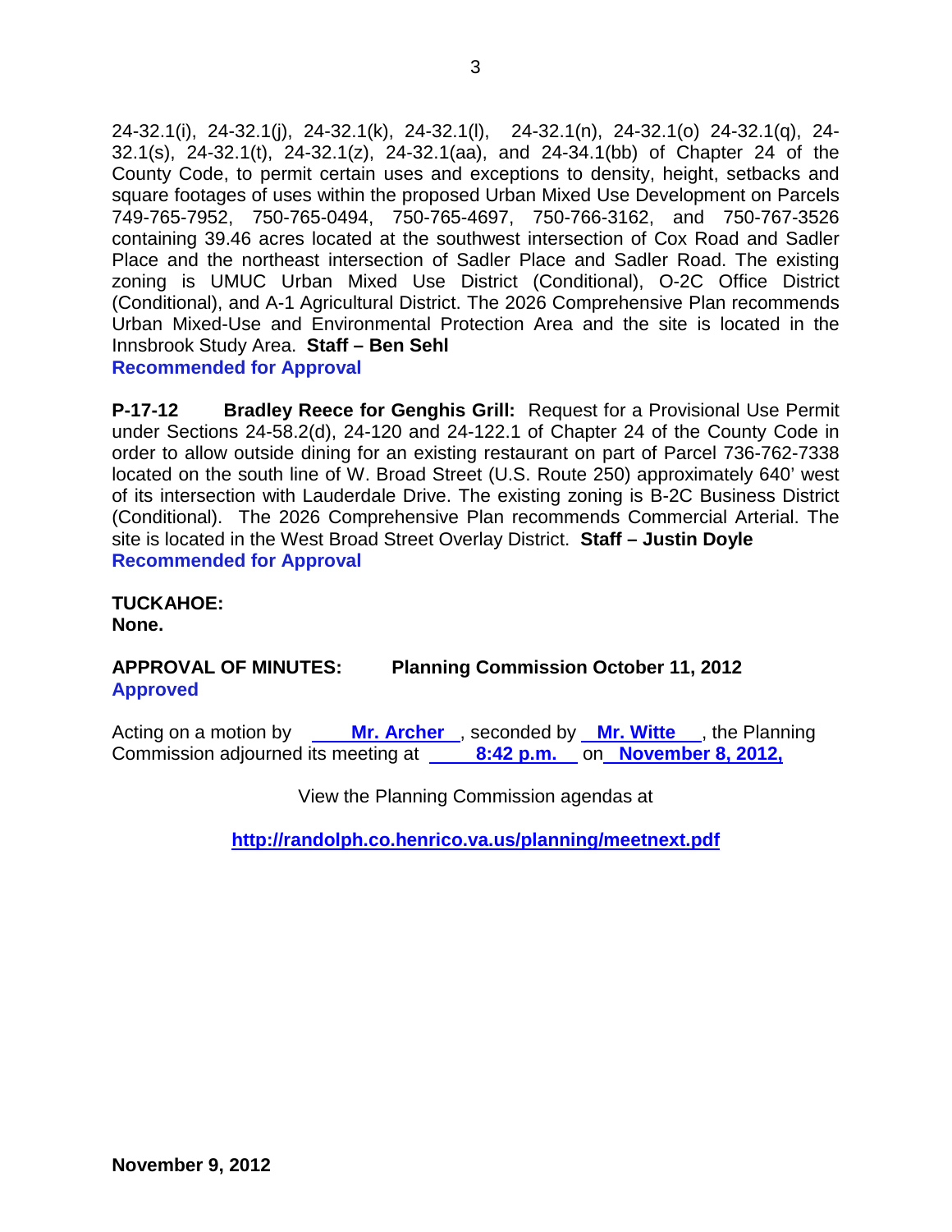24-32.1(i), 24-32.1(j), 24-32.1(k), 24-32.1(l), 24-32.1(n), 24-32.1(o) 24-32.1(q), 24-32.1(s), 24-32.1(t), 24-32.1(z), 24-32.1(aa), and 24-34.1(bb) of Chapter 24 of the County Code, to permit certain uses and exceptions to density, height, setbacks and square footages of uses within the proposed Urban Mixed Use Development on Parcels 749-765-7952, 750-765-0494, 750-765-4697, 750-766-3162, and 750-767-3526 containing 39.46 acres located at the southwest intersection of Cox Road and Sadler Place and the northeast intersection of Sadler Place and Sadler Road. The existing zoning is UMUC Urban Mixed Use District (Conditional), O-2C Office District (Conditional), and A-1 Agricultural District. The 2026 Comprehensive Plan recommends Urban Mixed-Use and Environmental Protection Area and the site is located in the Innsbrook Study Area. **Staff – Ben Sehl**
**Recommended for Approval**

**P-17-12 Bradley Reece for Genghis Grill:** Request for a Provisional Use Permit under Sections 24-58.2(d), 24-120 and 24-122.1 of Chapter 24 of the County Code in order to allow outside dining for an existing restaurant on part of Parcel 736-762-7338 located on the south line of W. Broad Street (U.S. Route 250) approximately 640' west of its intersection with Lauderdale Drive. The existing zoning is B-2C Business District (Conditional). The 2026 Comprehensive Plan recommends Commercial Arterial. The site is located in the West Broad Street Overlay District. **Staff – Justin Doyle**
**Recommended for Approval**

**TUCKAHOE:**
**None.**

**APPROVAL OF MINUTES: Planning Commission October 11, 2012**
**Approved**

Acting on a motion by **Mr. Archer**, seconded by **Mr. Witte**, the Planning Commission adjourned its meeting at **8:42 p.m.** on **November 8, 2012,**

View the Planning Commission agendas at

**http://randolph.co.henrico.va.us/planning/meetnext.pdf**

**November 9, 2012**